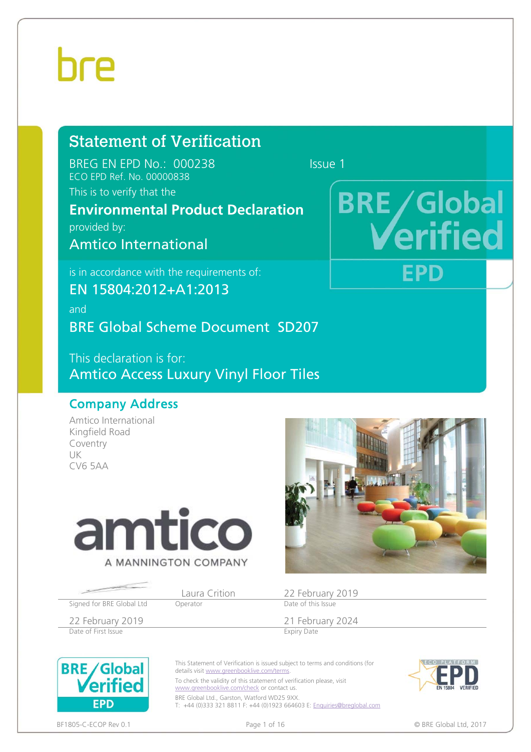# Statement of Verification

BREG EN EPD No.: 000238 Issue 1

ECO EPD Ref. No. 00000838

This is to verify that the

**Environmental Product Declaration**

provided by:

Amtico International

is in accordance with the requirements of:

EN 15804:2012+A1:2013

and

BRE Global Scheme Document SD207

This declaration is for:

Amtico Access Luxury Vinyl Floor Tiles

## Company Address

Amtico International
Kingfield Road
Coventry
UK
CV6 5AA

| | Laura Crition | 22 February 2019 |
|---|---|---|
| Signed for BRE Global Ltd | Operator | Date of this Issue |
| 22 February 2019 | | 21 February 2024 |
| Date of First Issue | | Expiry Date |

This Statement of Verification is issued subject to terms and conditions (for details visit www.greenbooklive.com/terms.

To check the validity of this statement of verification please, visit www.greenbooklive.com/check or contact us.

BRE Global Ltd., Garston, Watford WD25 9XX.
T: +44 (0)333 321 8811 F: +44 (0)1923 664603 E: Enquiries@breglobal.com

BF1805-C-ECOP Rev 0.1

© BRE Global Ltd, 2017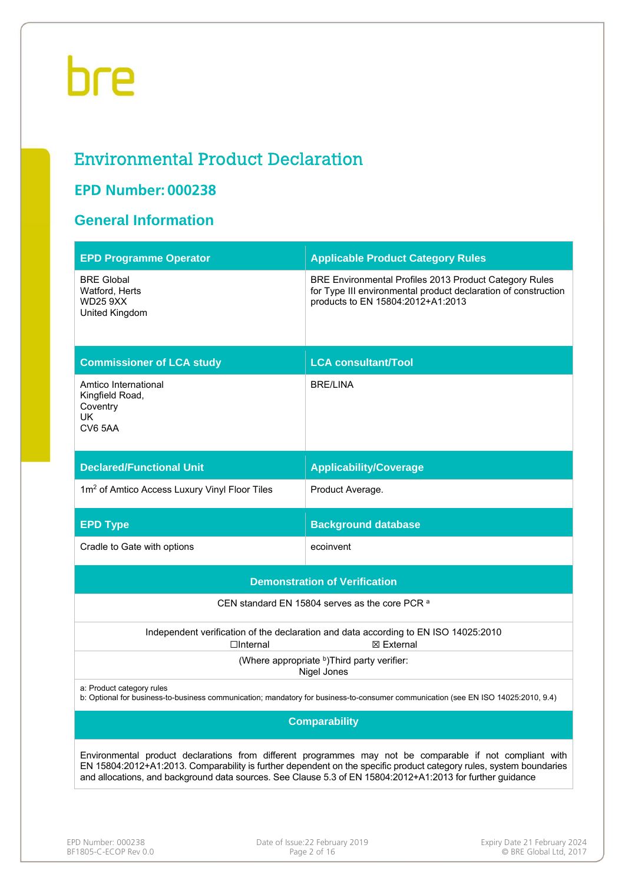# Environmental Product Declaration

## EPD Number: 000238

## General Information

| EPD Programme Operator | Applicable Product Category Rules |
| --- | --- |
| BRE Global<br>Watford, Herts<br>WD25 9XX<br>United Kingdom | BRE Environmental Profiles 2013 Product Category Rules for Type III environmental product declaration of construction products to EN 15804:2012+A1:2013 |
| **Commissioner of LCA study** | **LCA consultant/Tool** |
| Amtico International<br>Kingfield Road,<br>Coventry<br>UK<br>CV6 5AA | BRE/LINA |
| **Declared/Functional Unit** | **Applicability/Coverage** |
| 1m$^2$ of Amtico Access Luxury Vinyl Floor Tiles | Product Average. |
| **EPD Type** | **Background database** |
| Cradle to Gate with options | ecoinvent |

| Demonstration of Verification |
| --- |
| CEN standard EN 15804 serves as the core PCR [a] |
| Independent verification of the declaration and data according to EN ISO 14025:2010<br>☐Internal ☒ External |
| (Where appropriate [b])Third party verifier:<br>Nigel Jones |
| a: Product category rules<br>b: Optional for business-to-business communication; mandatory for business-to-consumer communication (see EN ISO 14025:2010, 9.4) |

| Comparability |
| --- |
| Environmental product declarations from different programmes may not be comparable if not compliant with EN 15804:2012+A1:2013. Comparability is further dependent on the specific product category rules, system boundaries and allocations, and background data sources. See Clause 5.3 of EN 15804:2012+A1:2013 for further guidance |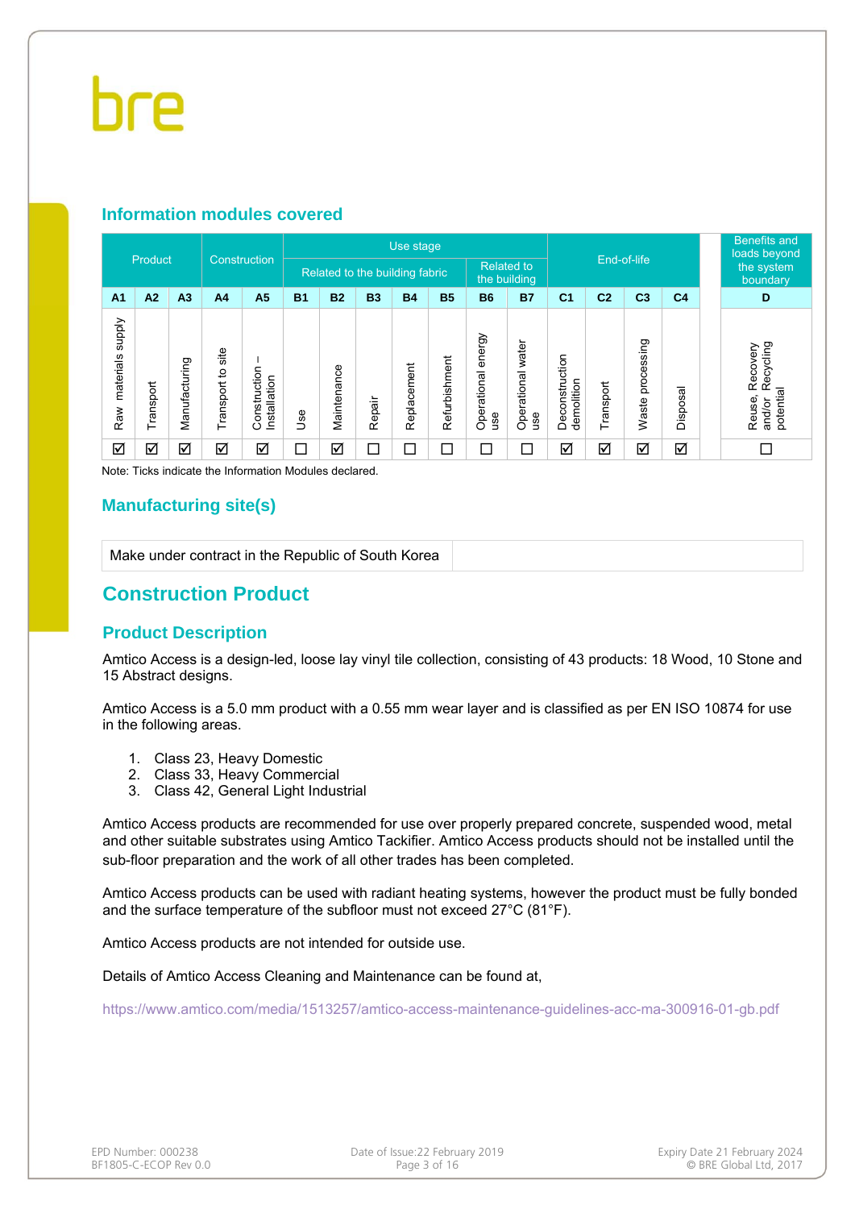## Information modules covered

| Product | | | Construction | | Use stage | | | | | | | End-of-life | | | | Benefits and loads beyond the system boundary |
|---|---|---|---|---|---|---|---|---|---|---|---|---|---|---|---|---|
| | | | | | Related to the building fabric | | | | | Related to the building | | | | | | |
| A1 | A2 | A3 | A4 | A5 | B1 | B2 | B3 | B4 | B5 | B6 | B7 | C1 | C2 | C3 | C4 | D |
| Raw materials supply | Transport | Manufacturing | Transport to site | Construction – Installation | Use | Maintenance | Repair | Replacement | Refurbishment | Operational energy use | Operational water use | Deconstruction demolition | Transport | Waste processing | Disposal | Reuse, Recovery and/or Recycling potential |
| ☑ | ☑ | ☑ | ☑ | ☑ | ☐ | ☑ | ☐ | ☐ | ☐ | ☐ | ☐ | ☑ | ☑ | ☑ | ☑ | ☐ |

Note: Ticks indicate the Information Modules declared.

## Manufacturing site(s)

| Make under contract in the Republic of South Korea | |
|---|---|

# Construction Product

## Product Description

Amtico Access is a design-led, loose lay vinyl tile collection, consisting of 43 products: 18 Wood, 10 Stone and 15 Abstract designs.

Amtico Access is a 5.0 mm product with a 0.55 mm wear layer and is classified as per EN ISO 10874 for use in the following areas.

1. Class 23, Heavy Domestic
2. Class 33, Heavy Commercial
3. Class 42, General Light Industrial

Amtico Access products are recommended for use over properly prepared concrete, suspended wood, metal and other suitable substrates using Amtico Tackifier. Amtico Access products should not be installed until the sub-floor preparation and the work of all other trades has been completed.

Amtico Access products can be used with radiant heating systems, however the product must be fully bonded and the surface temperature of the subfloor must not exceed 27°C (81°F).

Amtico Access products are not intended for outside use.

Details of Amtico Access Cleaning and Maintenance can be found at,

https://www.amtico.com/media/1513257/amtico-access-maintenance-guidelines-acc-ma-300916-01-gb.pdf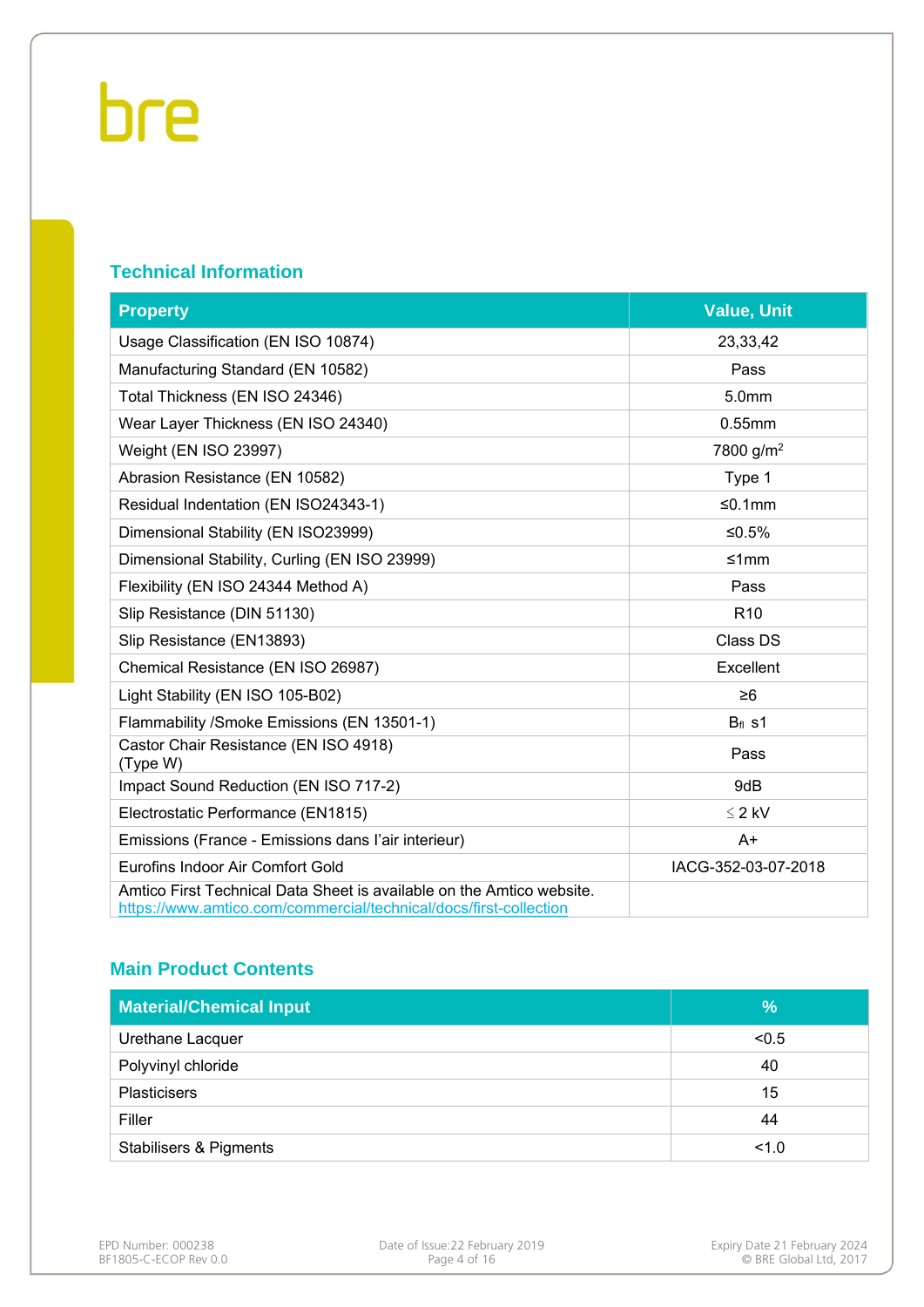## Technical Information

| Property | Value, Unit |
|---|---|
| Usage Classification (EN ISO 10874) | 23,33,42 |
| Manufacturing Standard (EN 10582) | Pass |
| Total Thickness (EN ISO 24346) | 5.0mm |
| Wear Layer Thickness (EN ISO 24340) | 0.55mm |
| Weight (EN ISO 23997) | 7800 g/m$^2$ |
| Abrasion Resistance (EN 10582) | Type 1 |
| Residual Indentation (EN ISO24343-1) | ≤0.1mm |
| Dimensional Stability (EN ISO23999) | ≤0.5% |
| Dimensional Stability, Curling (EN ISO 23999) | ≤1mm |
| Flexibility (EN ISO 24344 Method A) | Pass |
| Slip Resistance (DIN 51130) | R10 |
| Slip Resistance (EN13893) | Class DS |
| Chemical Resistance (EN ISO 26987) | Excellent |
| Light Stability (EN ISO 105-B02) | ≥6 |
| Flammability /Smoke Emissions (EN 13501-1) | $B_{fl}$ s1 |
| Castor Chair Resistance (EN ISO 4918) (Type W) | Pass |
| Impact Sound Reduction (EN ISO 717-2) | 9dB |
| Electrostatic Performance (EN1815) | ≤ 2 kV |
| Emissions (France - Emissions dans l'air interieur) | A+ |
| Eurofins Indoor Air Comfort Gold | IACG-352-03-07-2018 |
| Amtico First Technical Data Sheet is available on the Amtico website. https://www.amtico.com/commercial/technical/docs/first-collection | |

## Main Product Contents

| Material/Chemical Input | % |
|---|---|
| Urethane Lacquer | <0.5 |
| Polyvinyl chloride | 40 |
| Plasticisers | 15 |
| Filler | 44 |
| Stabilisers & Pigments | <1.0 |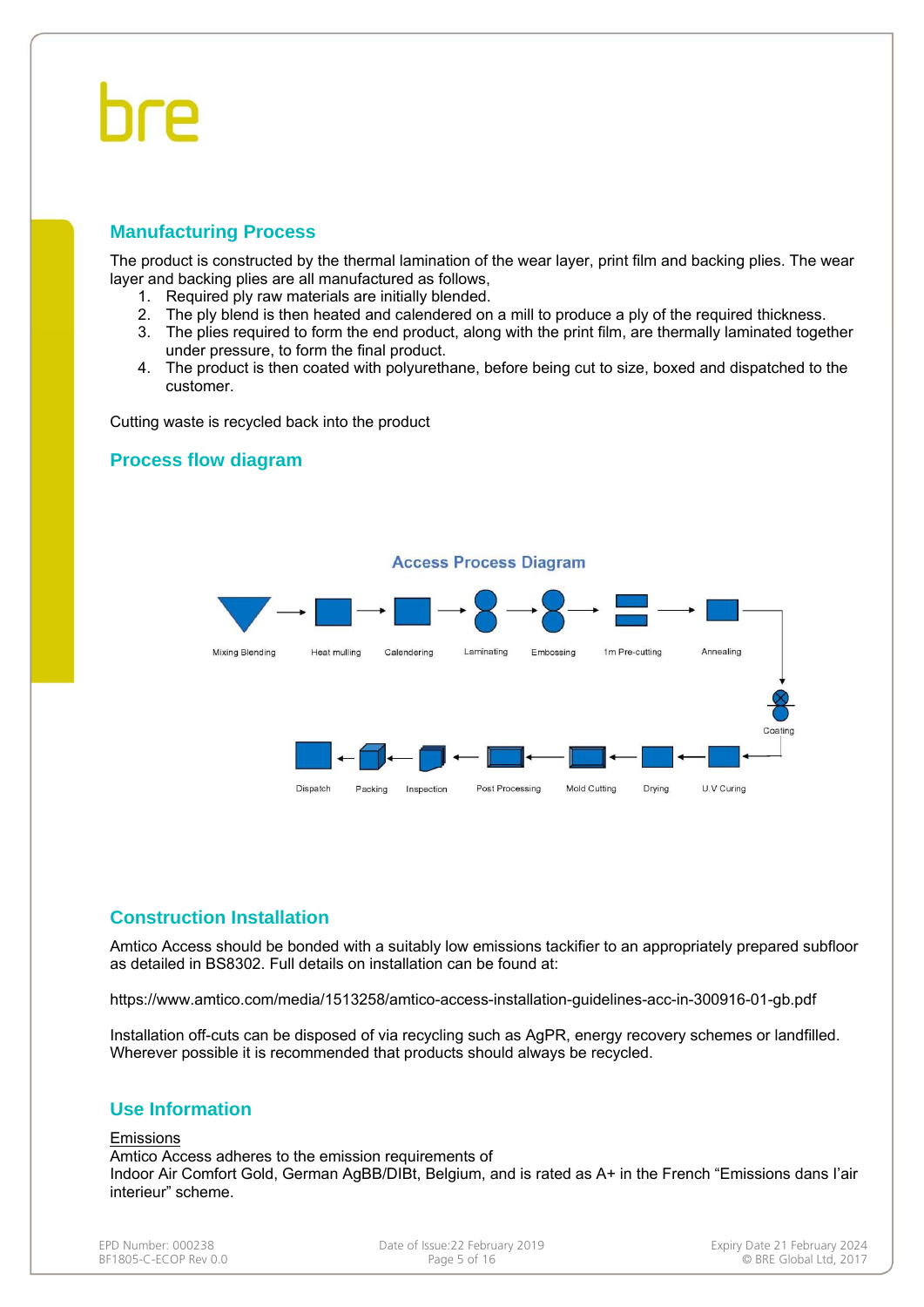## Manufacturing Process

The product is constructed by the thermal lamination of the wear layer, print film and backing plies. The wear layer and backing plies are all manufactured as follows,

1. Required ply raw materials are initially blended.
2. The ply blend is then heated and calendered on a mill to produce a ply of the required thickness.
3. The plies required to form the end product, along with the print film, are thermally laminated together under pressure, to form the final product.
4. The product is then coated with polyurethane, before being cut to size, boxed and dispatched to the customer.

Cutting waste is recycled back into the product

## Process flow diagram

Access Process Diagram

Mixing Blending → Heat mulling → Calendering → Laminating → Embossing → 1m Pre-cutting → Annealing → Coating → U.V Curing → Drying → Mold Cutting → Post Processing → Inspection → Packing → Dispatch

## Construction Installation

Amtico Access should be bonded with a suitably low emissions tackifier to an appropriately prepared subfloor as detailed in BS8302. Full details on installation can be found at:

https://www.amtico.com/media/1513258/amtico-access-installation-guidelines-acc-in-300916-01-gb.pdf

Installation off-cuts can be disposed of via recycling such as AgPR, energy recovery schemes or landfilled. Wherever possible it is recommended that products should always be recycled.

## Use Information

Emissions

Amtico Access adheres to the emission requirements of
Indoor Air Comfort Gold, German AgBB/DIBt, Belgium, and is rated as A+ in the French "Emissions dans l'air interieur" scheme.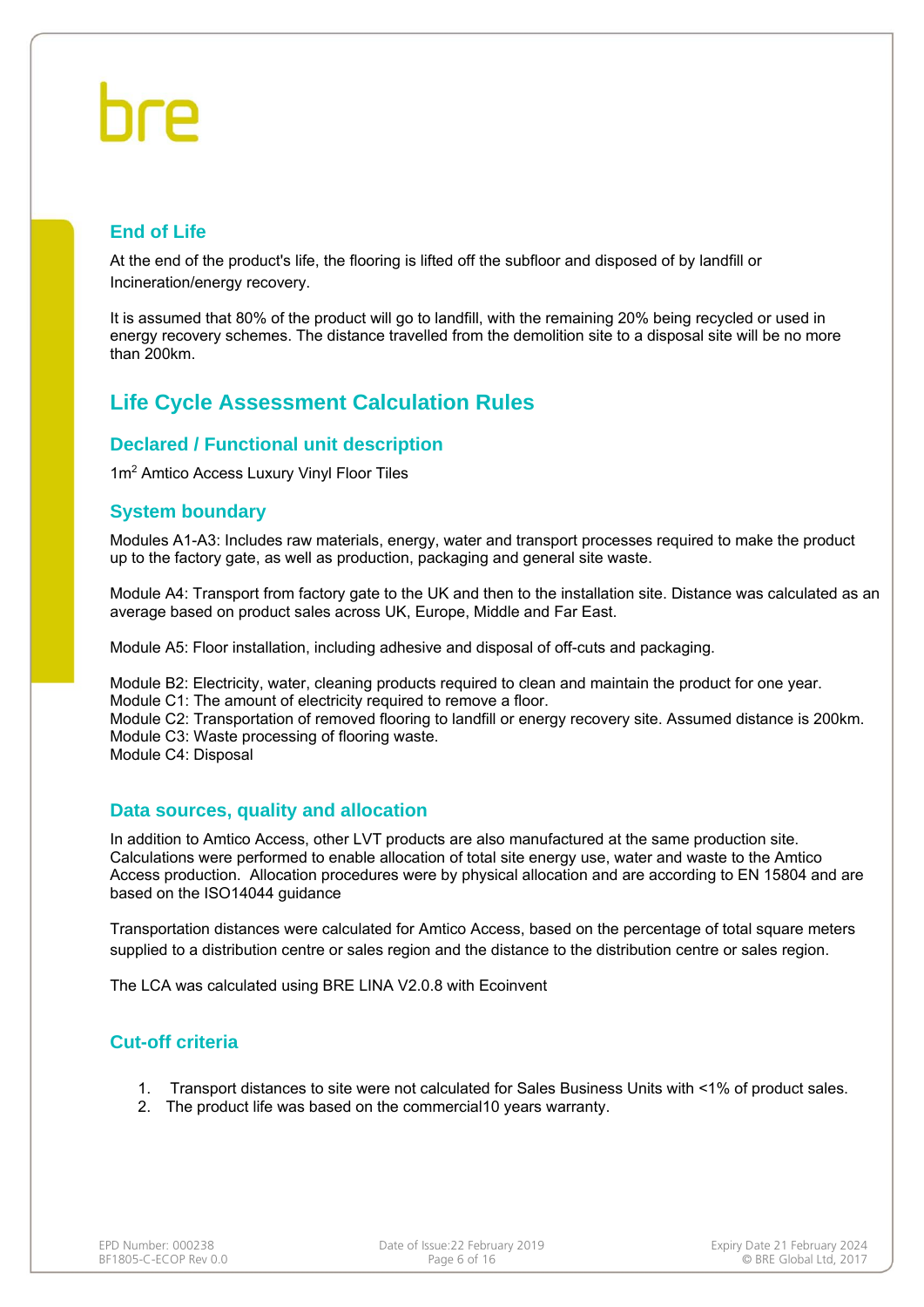## End of Life

At the end of the product's life, the flooring is lifted off the subfloor and disposed of by landfill or Incineration/energy recovery.

It is assumed that 80% of the product will go to landfill, with the remaining 20% being recycled or used in energy recovery schemes. The distance travelled from the demolition site to a disposal site will be no more than 200km.

# Life Cycle Assessment Calculation Rules

## Declared / Functional unit description

1m$^2$ Amtico Access Luxury Vinyl Floor Tiles

## System boundary

Modules A1-A3: Includes raw materials, energy, water and transport processes required to make the product up to the factory gate, as well as production, packaging and general site waste.

Module A4: Transport from factory gate to the UK and then to the installation site. Distance was calculated as an average based on product sales across UK, Europe, Middle and Far East.

Module A5: Floor installation, including adhesive and disposal of off-cuts and packaging.

Module B2: Electricity, water, cleaning products required to clean and maintain the product for one year.
Module C1: The amount of electricity required to remove a floor.
Module C2: Transportation of removed flooring to landfill or energy recovery site. Assumed distance is 200km.
Module C3: Waste processing of flooring waste.
Module C4: Disposal

## Data sources, quality and allocation

In addition to Amtico Access, other LVT products are also manufactured at the same production site. Calculations were performed to enable allocation of total site energy use, water and waste to the Amtico Access production. Allocation procedures were by physical allocation and are according to EN 15804 and are based on the ISO14044 guidance

Transportation distances were calculated for Amtico Access, based on the percentage of total square meters supplied to a distribution centre or sales region and the distance to the distribution centre or sales region.

The LCA was calculated using BRE LINA V2.0.8 with Ecoinvent

## Cut-off criteria

1. Transport distances to site were not calculated for Sales Business Units with <1% of product sales.
2. The product life was based on the commercial10 years warranty.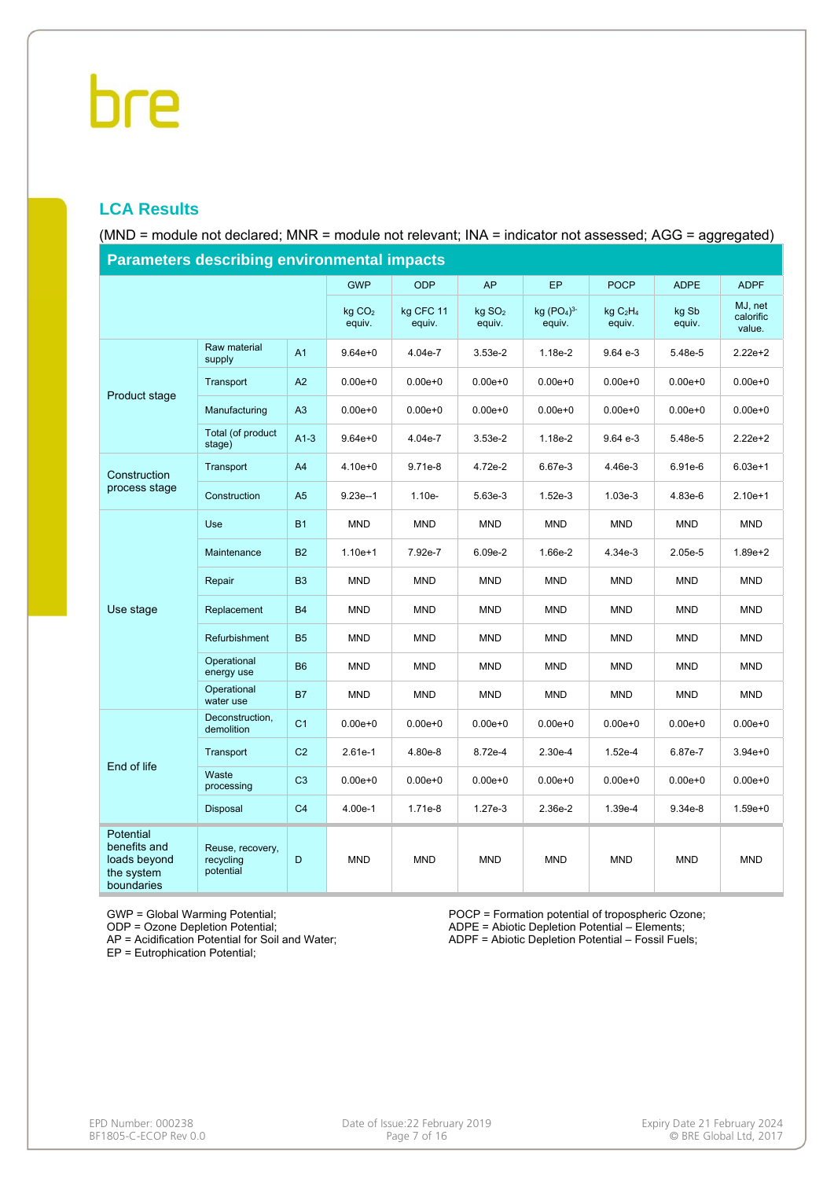## LCA Results

(MND = module not declared; MNR = module not relevant; INA = indicator not assessed; AGG = aggregated)

| Parameters describing environmental impacts | | | | | | | | | |
|---|---|---|---|---|---|---|---|---|---|
| | | | GWP | ODP | AP | EP | POCP | ADPE | ADPF |
| | | | kg $CO_2$ equiv. | kg CFC 11 equiv. | kg $SO_2$ equiv. | kg $(PO_4)^{3-}$ equiv. | kg $C_2H_4$ equiv. | kg Sb equiv. | MJ, net calorific value. |
| Product stage | Raw material supply | A1 | 9.64e+0 | 4.04e-7 | 3.53e-2 | 1.18e-2 | 9.64 e-3 | 5.48e-5 | 2.22e+2 |
| | Transport | A2 | 0.00e+0 | 0.00e+0 | 0.00e+0 | 0.00e+0 | 0.00e+0 | 0.00e+0 | 0.00e+0 |
| | Manufacturing | A3 | 0.00e+0 | 0.00e+0 | 0.00e+0 | 0.00e+0 | 0.00e+0 | 0.00e+0 | 0.00e+0 |
| | Total (of product stage) | A1-3 | 9.64e+0 | 4.04e-7 | 3.53e-2 | 1.18e-2 | 9.64 e-3 | 5.48e-5 | 2.22e+2 |
| Construction process stage | Transport | A4 | 4.10e+0 | 9.71e-8 | 4.72e-2 | 6.67e-3 | 4.46e-3 | 6.91e-6 | 6.03e+1 |
| | Construction | A5 | 9.23e--1 | 1.10e- | 5.63e-3 | 1.52e-3 | 1.03e-3 | 4.83e-6 | 2.10e+1 |
| Use stage | Use | B1 | MND | MND | MND | MND | MND | MND | MND |
| | Maintenance | B2 | 1.10e+1 | 7.92e-7 | 6.09e-2 | 1.66e-2 | 4.34e-3 | 2.05e-5 | 1.89e+2 |
| | Repair | B3 | MND | MND | MND | MND | MND | MND | MND |
| | Replacement | B4 | MND | MND | MND | MND | MND | MND | MND |
| | Refurbishment | B5 | MND | MND | MND | MND | MND | MND | MND |
| | Operational energy use | B6 | MND | MND | MND | MND | MND | MND | MND |
| | Operational water use | B7 | MND | MND | MND | MND | MND | MND | MND |
| End of life | Deconstruction, demolition | C1 | 0.00e+0 | 0.00e+0 | 0.00e+0 | 0.00e+0 | 0.00e+0 | 0.00e+0 | 0.00e+0 |
| | Transport | C2 | 2.61e-1 | 4.80e-8 | 8.72e-4 | 2.30e-4 | 1.52e-4 | 6.87e-7 | 3.94e+0 |
| | Waste processing | C3 | 0.00e+0 | 0.00e+0 | 0.00e+0 | 0.00e+0 | 0.00e+0 | 0.00e+0 | 0.00e+0 |
| | Disposal | C4 | 4.00e-1 | 1.71e-8 | 1.27e-3 | 2.36e-2 | 1.39e-4 | 9.34e-8 | 1.59e+0 |
| Potential benefits and loads beyond the system boundaries | Reuse, recovery, recycling potential | D | MND | MND | MND | MND | MND | MND | MND |

GWP = Global Warming Potential;
ODP = Ozone Depletion Potential;
AP = Acidification Potential for Soil and Water;
EP = Eutrophication Potential;
POCP = Formation potential of tropospheric Ozone;
ADPE = Abiotic Depletion Potential – Elements;
ADPF = Abiotic Depletion Potential – Fossil Fuels;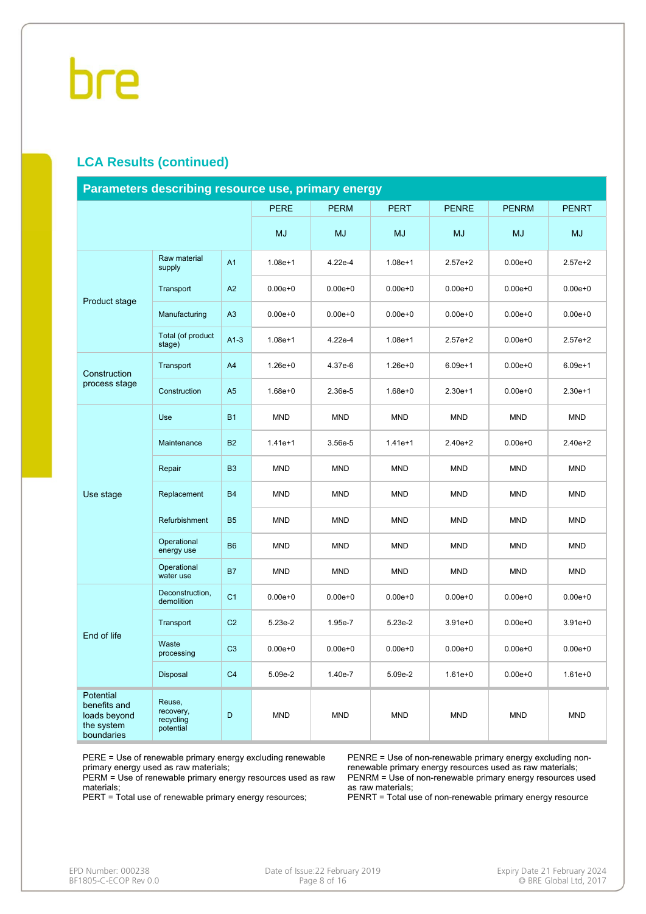## LCA Results (continued)

| Parameters describing resource use, primary energy | | | PERE | PERM | PERT | PENRE | PENRM | PENRT |
|---|---|---|---|---|---|---|---|---|
| | | | MJ | MJ | MJ | MJ | MJ | MJ |
| Product stage | Raw material supply | A1 | 1.08e+1 | 4.22e-4 | 1.08e+1 | 2.57e+2 | 0.00e+0 | 2.57e+2 |
| | Transport | A2 | 0.00e+0 | 0.00e+0 | 0.00e+0 | 0.00e+0 | 0.00e+0 | 0.00e+0 |
| | Manufacturing | A3 | 0.00e+0 | 0.00e+0 | 0.00e+0 | 0.00e+0 | 0.00e+0 | 0.00e+0 |
| | Total (of product stage) | A1-3 | 1.08e+1 | 4.22e-4 | 1.08e+1 | 2.57e+2 | 0.00e+0 | 2.57e+2 |
| Construction process stage | Transport | A4 | 1.26e+0 | 4.37e-6 | 1.26e+0 | 6.09e+1 | 0.00e+0 | 6.09e+1 |
| | Construction | A5 | 1.68e+0 | 2.36e-5 | 1.68e+0 | 2.30e+1 | 0.00e+0 | 2.30e+1 |
| Use stage | Use | B1 | MND | MND | MND | MND | MND | MND |
| | Maintenance | B2 | 1.41e+1 | 3.56e-5 | 1.41e+1 | 2.40e+2 | 0.00e+0 | 2.40e+2 |
| | Repair | B3 | MND | MND | MND | MND | MND | MND |
| | Replacement | B4 | MND | MND | MND | MND | MND | MND |
| | Refurbishment | B5 | MND | MND | MND | MND | MND | MND |
| | Operational energy use | B6 | MND | MND | MND | MND | MND | MND |
| | Operational water use | B7 | MND | MND | MND | MND | MND | MND |
| End of life | Deconstruction, demolition | C1 | 0.00e+0 | 0.00e+0 | 0.00e+0 | 0.00e+0 | 0.00e+0 | 0.00e+0 |
| | Transport | C2 | 5.23e-2 | 1.95e-7 | 5.23e-2 | 3.91e+0 | 0.00e+0 | 3.91e+0 |
| | Waste processing | C3 | 0.00e+0 | 0.00e+0 | 0.00e+0 | 0.00e+0 | 0.00e+0 | 0.00e+0 |
| | Disposal | C4 | 5.09e-2 | 1.40e-7 | 5.09e-2 | 1.61e+0 | 0.00e+0 | 1.61e+0 |
| Potential benefits and loads beyond the system boundaries | Reuse, recovery, recycling potential | D | MND | MND | MND | MND | MND | MND |

PERE = Use of renewable primary energy excluding renewable primary energy used as raw materials;
PERM = Use of renewable primary energy resources used as raw materials;
PERT = Total use of renewable primary energy resources;
PENRE = Use of non-renewable primary energy excluding non-renewable primary energy resources used as raw materials;
PENRM = Use of non-renewable primary energy resources used as raw materials;
PENRT = Total use of non-renewable primary energy resource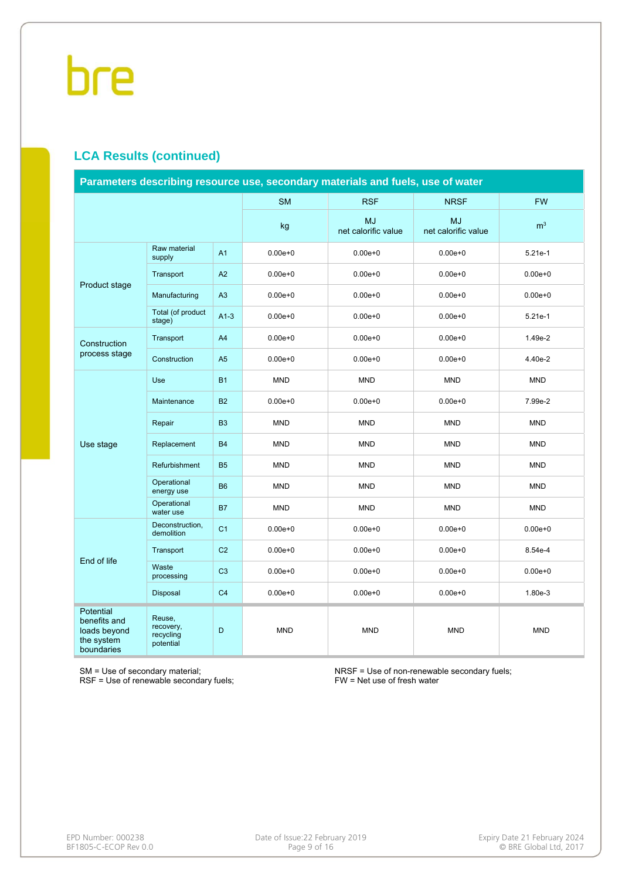## LCA Results (continued)

| Parameters describing resource use, secondary materials and fuels, use of water | | | SM | RSF | NRSF | FW |
|---|---|---|---|---|---|---|
| | | | kg | MJ net calorific value | MJ net calorific value | $m^3$ |
| Product stage | Raw material supply | A1 | 0.00e+0 | 0.00e+0 | 0.00e+0 | 5.21e-1 |
| | Transport | A2 | 0.00e+0 | 0.00e+0 | 0.00e+0 | 0.00e+0 |
| | Manufacturing | A3 | 0.00e+0 | 0.00e+0 | 0.00e+0 | 0.00e+0 |
| | Total (of product stage) | A1-3 | 0.00e+0 | 0.00e+0 | 0.00e+0 | 5.21e-1 |
| Construction process stage | Transport | A4 | 0.00e+0 | 0.00e+0 | 0.00e+0 | 1.49e-2 |
| | Construction | A5 | 0.00e+0 | 0.00e+0 | 0.00e+0 | 4.40e-2 |
| Use stage | Use | B1 | MND | MND | MND | MND |
| | Maintenance | B2 | 0.00e+0 | 0.00e+0 | 0.00e+0 | 7.99e-2 |
| | Repair | B3 | MND | MND | MND | MND |
| | Replacement | B4 | MND | MND | MND | MND |
| | Refurbishment | B5 | MND | MND | MND | MND |
| | Operational energy use | B6 | MND | MND | MND | MND |
| | Operational water use | B7 | MND | MND | MND | MND |
| End of life | Deconstruction, demolition | C1 | 0.00e+0 | 0.00e+0 | 0.00e+0 | 0.00e+0 |
| | Transport | C2 | 0.00e+0 | 0.00e+0 | 0.00e+0 | 8.54e-4 |
| | Waste processing | C3 | 0.00e+0 | 0.00e+0 | 0.00e+0 | 0.00e+0 |
| | Disposal | C4 | 0.00e+0 | 0.00e+0 | 0.00e+0 | 1.80e-3 |
| Potential benefits and loads beyond the system boundaries | Reuse, recovery, recycling potential | D | MND | MND | MND | MND |

SM = Use of secondary material;
RSF = Use of renewable secondary fuels;
NRSF = Use of non-renewable secondary fuels;
FW = Net use of fresh water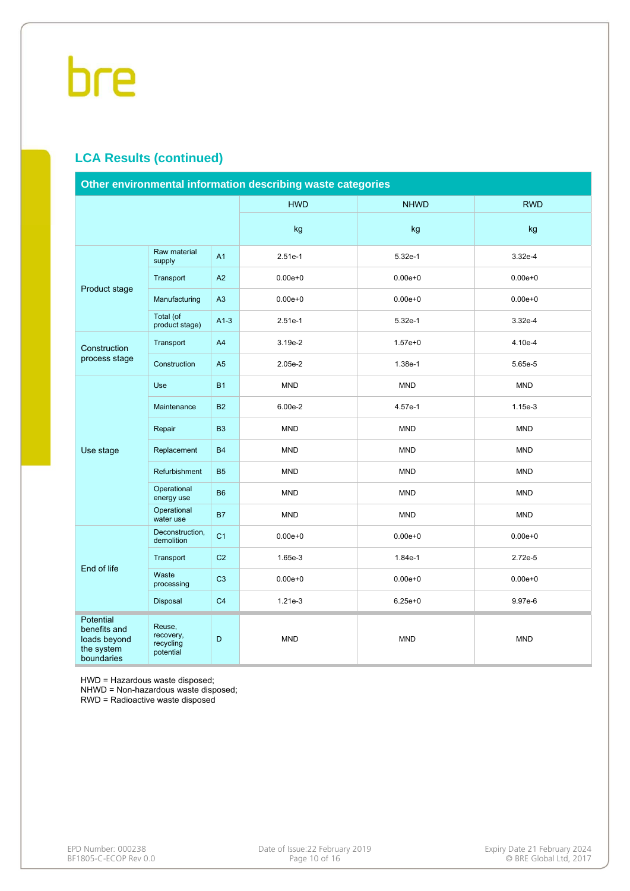## LCA Results (continued)

| Other environmental information describing waste categories | | | | | |
|---|---|---|---|---|---|
| | | | HWD | NHWD | RWD |
| | | | kg | kg | kg |
| Product stage | Raw material supply | A1 | 2.51e-1 | 5.32e-1 | 3.32e-4 |
| | Transport | A2 | 0.00e+0 | 0.00e+0 | 0.00e+0 |
| | Manufacturing | A3 | 0.00e+0 | 0.00e+0 | 0.00e+0 |
| | Total (of product stage) | A1-3 | 2.51e-1 | 5.32e-1 | 3.32e-4 |
| Construction process stage | Transport | A4 | 3.19e-2 | 1.57e+0 | 4.10e-4 |
| | Construction | A5 | 2.05e-2 | 1.38e-1 | 5.65e-5 |
| Use stage | Use | B1 | MND | MND | MND |
| | Maintenance | B2 | 6.00e-2 | 4.57e-1 | 1.15e-3 |
| | Repair | B3 | MND | MND | MND |
| | Replacement | B4 | MND | MND | MND |
| | Refurbishment | B5 | MND | MND | MND |
| | Operational energy use | B6 | MND | MND | MND |
| | Operational water use | B7 | MND | MND | MND |
| End of life | Deconstruction, demolition | C1 | 0.00e+0 | 0.00e+0 | 0.00e+0 |
| | Transport | C2 | 1.65e-3 | 1.84e-1 | 2.72e-5 |
| | Waste processing | C3 | 0.00e+0 | 0.00e+0 | 0.00e+0 |
| | Disposal | C4 | 1.21e-3 | 6.25e+0 | 9.97e-6 |
| Potential benefits and loads beyond the system boundaries | Reuse, recovery, recycling potential | D | MND | MND | MND |

HWD = Hazardous waste disposed;
NHWD = Non-hazardous waste disposed;
RWD = Radioactive waste disposed

EPD Number: 000238
BF1805-C-ECOP Rev 0.0

Date of Issue:22 February 2019

Expiry Date 21 February 2024
© BRE Global Ltd, 2017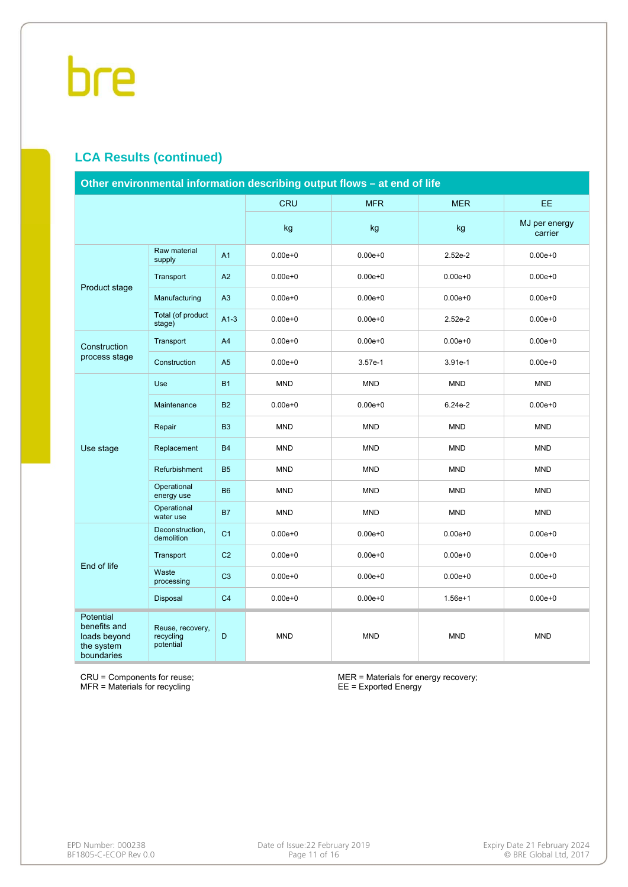## LCA Results (continued)

| Other environmental information describing output flows – at end of life | | | | | | |
|---|---|---|---|---|---|---|
| | | | CRU | MFR | MER | EE |
| | | | kg | kg | kg | MJ per energy carrier |
| Product stage | Raw material supply | A1 | 0.00e+0 | 0.00e+0 | 2.52e-2 | 0.00e+0 |
| | Transport | A2 | 0.00e+0 | 0.00e+0 | 0.00e+0 | 0.00e+0 |
| | Manufacturing | A3 | 0.00e+0 | 0.00e+0 | 0.00e+0 | 0.00e+0 |
| | Total (of product stage) | A1-3 | 0.00e+0 | 0.00e+0 | 2.52e-2 | 0.00e+0 |
| Construction process stage | Transport | A4 | 0.00e+0 | 0.00e+0 | 0.00e+0 | 0.00e+0 |
| | Construction | A5 | 0.00e+0 | 3.57e-1 | 3.91e-1 | 0.00e+0 |
| Use stage | Use | B1 | MND | MND | MND | MND |
| | Maintenance | B2 | 0.00e+0 | 0.00e+0 | 6.24e-2 | 0.00e+0 |
| | Repair | B3 | MND | MND | MND | MND |
| | Replacement | B4 | MND | MND | MND | MND |
| | Refurbishment | B5 | MND | MND | MND | MND |
| | Operational energy use | B6 | MND | MND | MND | MND |
| | Operational water use | B7 | MND | MND | MND | MND |
| End of life | Deconstruction, demolition | C1 | 0.00e+0 | 0.00e+0 | 0.00e+0 | 0.00e+0 |
| | Transport | C2 | 0.00e+0 | 0.00e+0 | 0.00e+0 | 0.00e+0 |
| | Waste processing | C3 | 0.00e+0 | 0.00e+0 | 0.00e+0 | 0.00e+0 |
| | Disposal | C4 | 0.00e+0 | 0.00e+0 | 1.56e+1 | 0.00e+0 |
| Potential benefits and loads beyond the system boundaries | Reuse, recovery, recycling potential | D | MND | MND | MND | MND |

CRU = Components for reuse;
MFR = Materials for recycling

MER = Materials for energy recovery;
EE = Exported Energy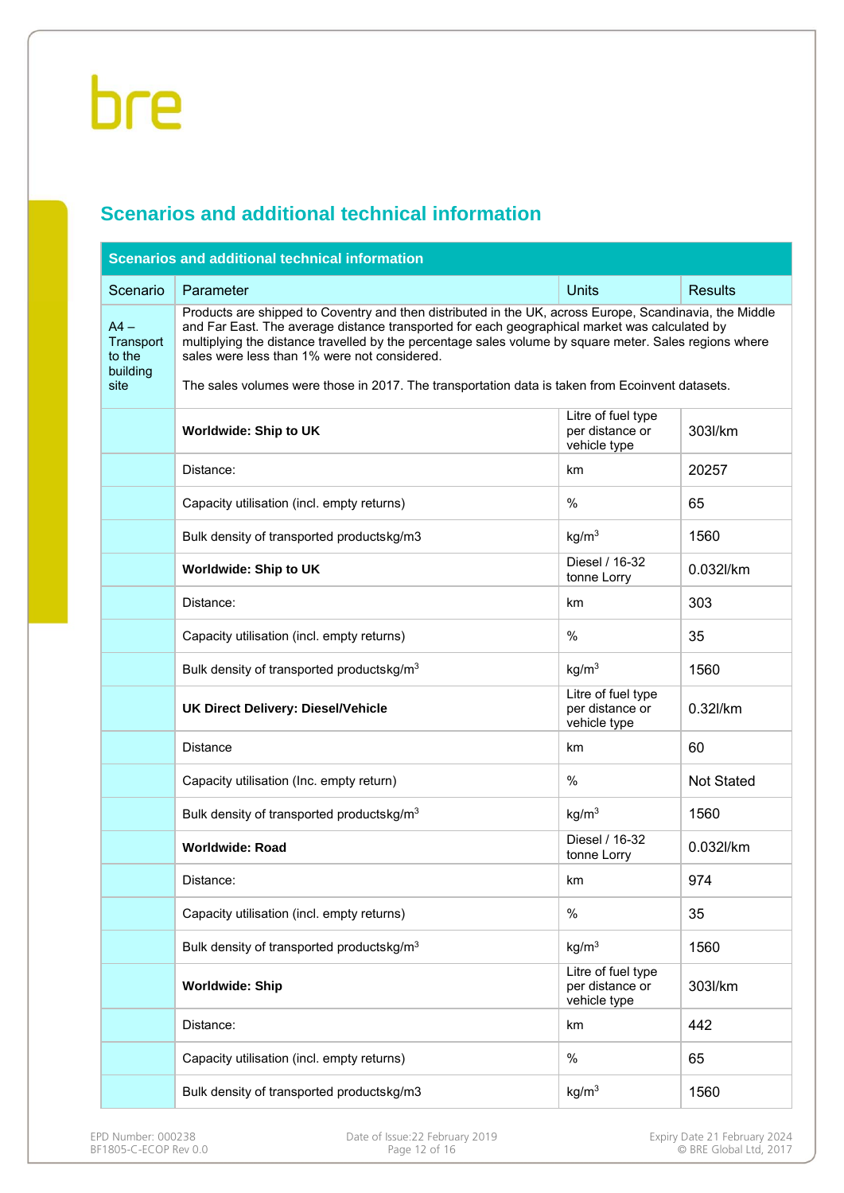## Scenarios and additional technical information

| Scenarios and additional technical information | | | |
|---|---|---|---|
| Scenario | Parameter | Units | Results |
| A4 – Transport to the building site | Products are shipped to Coventry and then distributed in the UK, across Europe, Scandinavia, the Middle and Far East. The average distance transported for each geographical market was calculated by multiplying the distance travelled by the percentage sales volume by square meter. Sales regions where sales were less than 1% were not considered.<br><br>The sales volumes were those in 2017. The transportation data is taken from Ecoinvent datasets. | | |
| | **Worldwide: Ship to UK** | Litre of fuel type per distance or vehicle type | 303l/km |
| | Distance: | km | 20257 |
| | Capacity utilisation (incl. empty returns) | % | 65 |
| | Bulk density of transported productskg/m3 | kg/m$^3$ | 1560 |
| | **Worldwide: Ship to UK** | Diesel / 16-32 tonne Lorry | 0.032l/km |
| | Distance: | km | 303 |
| | Capacity utilisation (incl. empty returns) | % | 35 |
| | Bulk density of transported productskg/m$^3$ | kg/m$^3$ | 1560 |
| | **UK Direct Delivery: Diesel/Vehicle** | Litre of fuel type per distance or vehicle type | 0.32l/km |
| | Distance | km | 60 |
| | Capacity utilisation (Inc. empty return) | % | Not Stated |
| | Bulk density of transported productskg/m$^3$ | kg/m$^3$ | 1560 |
| | **Worldwide: Road** | Diesel / 16-32 tonne Lorry | 0.032l/km |
| | Distance: | km | 974 |
| | Capacity utilisation (incl. empty returns) | % | 35 |
| | Bulk density of transported productskg/m$^3$ | kg/m$^3$ | 1560 |
| | **Worldwide: Ship** | Litre of fuel type per distance or vehicle type | 303l/km |
| | Distance: | km | 442 |
| | Capacity utilisation (incl. empty returns) | % | 65 |
| | Bulk density of transported productskg/m3 | kg/m$^3$ | 1560 |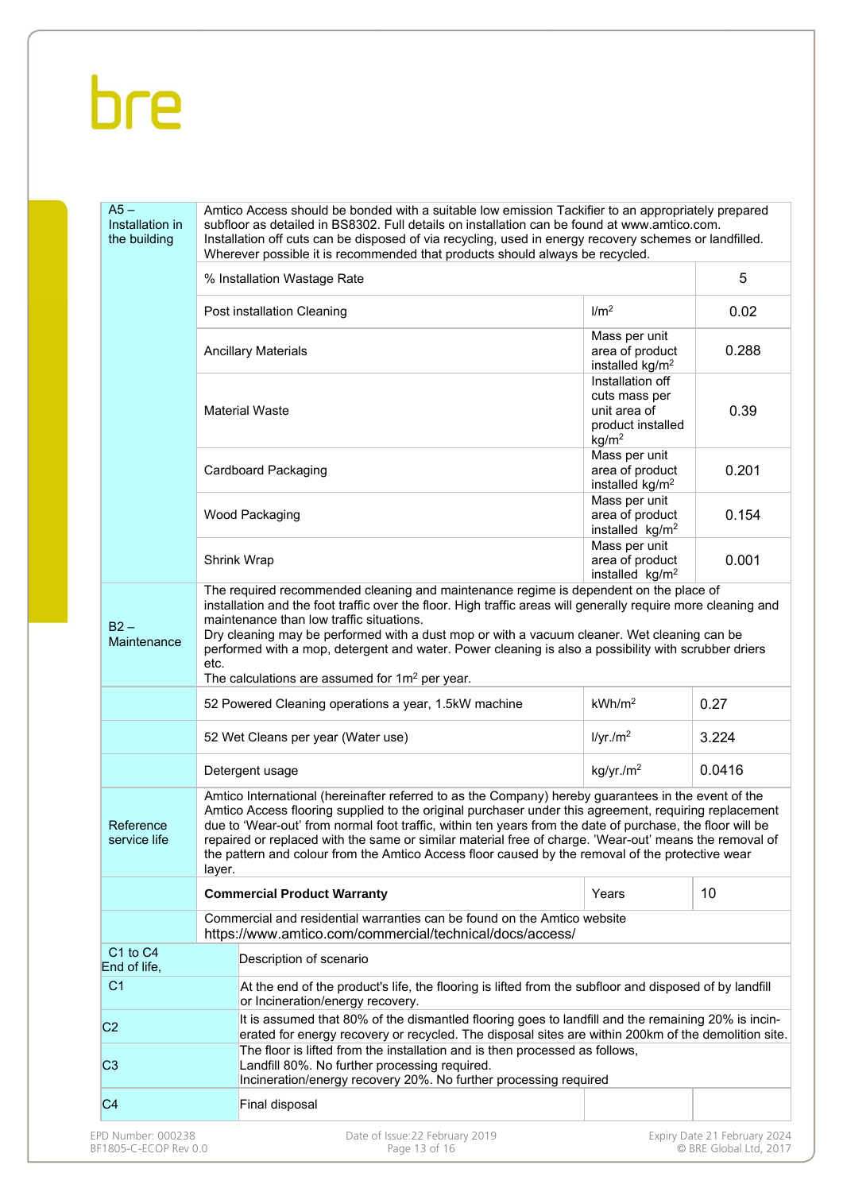| | | | |
|---|---|---|---|
| A5 – Installation in the building | Amtico Access should be bonded with a suitable low emission Tackifier to an appropriately prepared subfloor as detailed in BS8302. Full details on installation can be found at www.amtico.com. Installation off cuts can be disposed of via recycling, used in energy recovery schemes or landfilled. Wherever possible it is recommended that products should always be recycled. | | |
| | % Installation Wastage Rate | | 5 |
| | Post installation Cleaning | l/m$^2$ | 0.02 |
| | Ancillary Materials | Mass per unit area of product installed kg/m$^2$ | 0.288 |
| | Material Waste | Installation off cuts mass per unit area of product installed kg/m$^2$ | 0.39 |
| | Cardboard Packaging | Mass per unit area of product installed kg/m$^2$ | 0.201 |
| | Wood Packaging | Mass per unit area of product installed kg/m$^2$ | 0.154 |
| | Shrink Wrap | Mass per unit area of product installed kg/m$^2$ | 0.001 |
| B2 – Maintenance | The required recommended cleaning and maintenance regime is dependent on the place of installation and the foot traffic over the floor. High traffic areas will generally require more cleaning and maintenance than low traffic situations. Dry cleaning may be performed with a dust mop or with a vacuum cleaner. Wet cleaning can be performed with a mop, detergent and water. Power cleaning is also a possibility with scrubber driers etc. The calculations are assumed for 1m$^2$ per year. | | |
| | 52 Powered Cleaning operations a year, 1.5kW machine | kWh/m$^2$ | 0.27 |
| | 52 Wet Cleans per year (Water use) | l/yr./m$^2$ | 3.224 |
| | Detergent usage | kg/yr./m$^2$ | 0.0416 |
| Reference service life | Amtico International (hereinafter referred to as the Company) hereby guarantees in the event of the Amtico Access flooring supplied to the original purchaser under this agreement, requiring replacement due to 'Wear-out' from normal foot traffic, within ten years from the date of purchase, the floor will be repaired or replaced with the same or similar material free of charge. 'Wear-out' means the removal of the pattern and colour from the Amtico Access floor caused by the removal of the protective wear layer. | | |
| | **Commercial Product Warranty** | Years | 10 |
| | Commercial and residential warranties can be found on the Amtico website https://www.amtico.com/commercial/technical/docs/access/ | | |
| C1 to C4 End of life, | Description of scenario | | |
| C1 | At the end of the product's life, the flooring is lifted from the subfloor and disposed of by landfill or Incineration/energy recovery. | | |
| C2 | It is assumed that 80% of the dismantled flooring goes to landfill and the remaining 20% is incinerated for energy recovery or recycled. The disposal sites are within 200km of the demolition site. | | |
| C3 | The floor is lifted from the installation and is then processed as follows, Landfill 80%. No further processing required. Incineration/energy recovery 20%. No further processing required | | |
| C4 | Final disposal | | |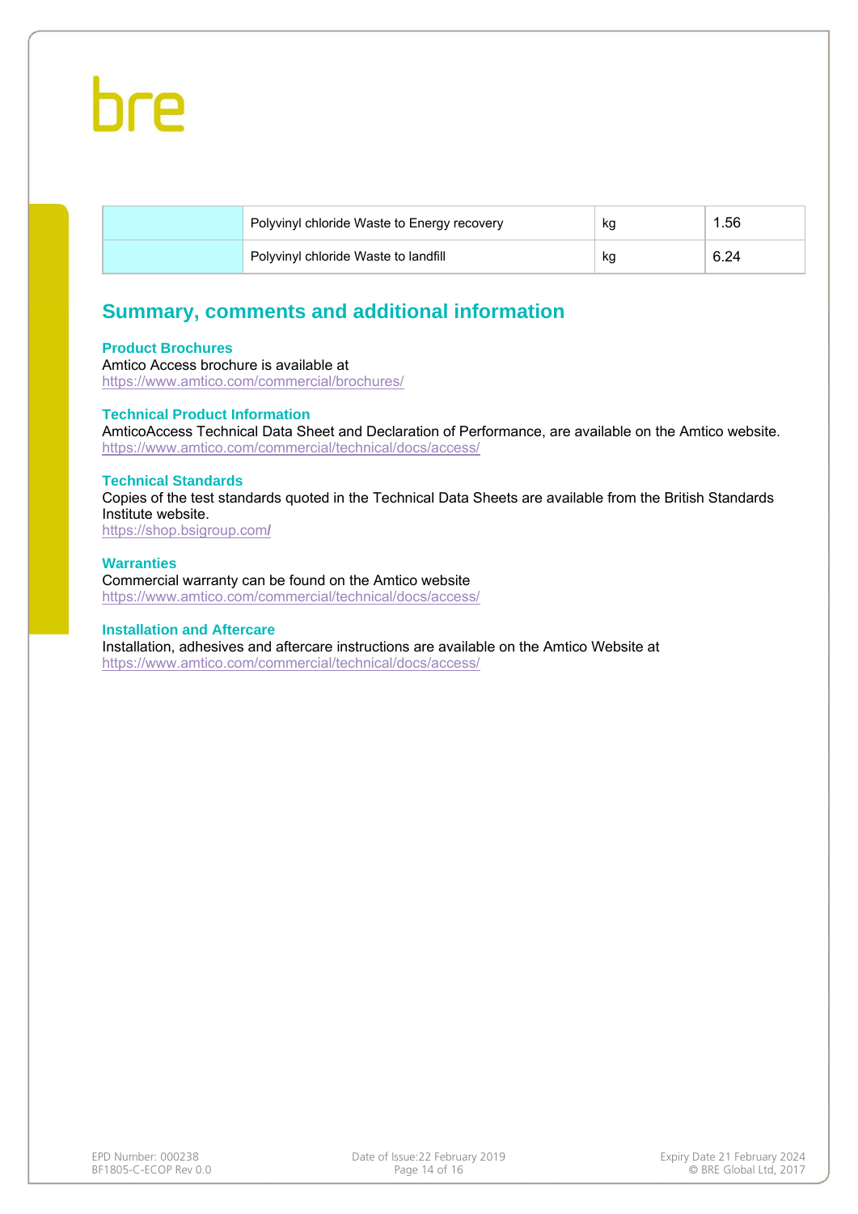| | | | |
|---|---|---|---|
| | Polyvinyl chloride Waste to Energy recovery | kg | 1.56 |
| | Polyvinyl chloride Waste to landfill | kg | 6.24 |

## Summary, comments and additional information

### Product Brochures

Amtico Access brochure is available at
https://www.amtico.com/commercial/brochures/

### Technical Product Information

AmticoAccess Technical Data Sheet and Declaration of Performance, are available on the Amtico website.
https://www.amtico.com/commercial/technical/docs/access/

### Technical Standards

Copies of the test standards quoted in the Technical Data Sheets are available from the British Standards Institute website.
https://shop.bsigroup.com/

### Warranties

Commercial warranty can be found on the Amtico website
https://www.amtico.com/commercial/technical/docs/access/

### Installation and Aftercare

Installation, adhesives and aftercare instructions are available on the Amtico Website at
https://www.amtico.com/commercial/technical/docs/access/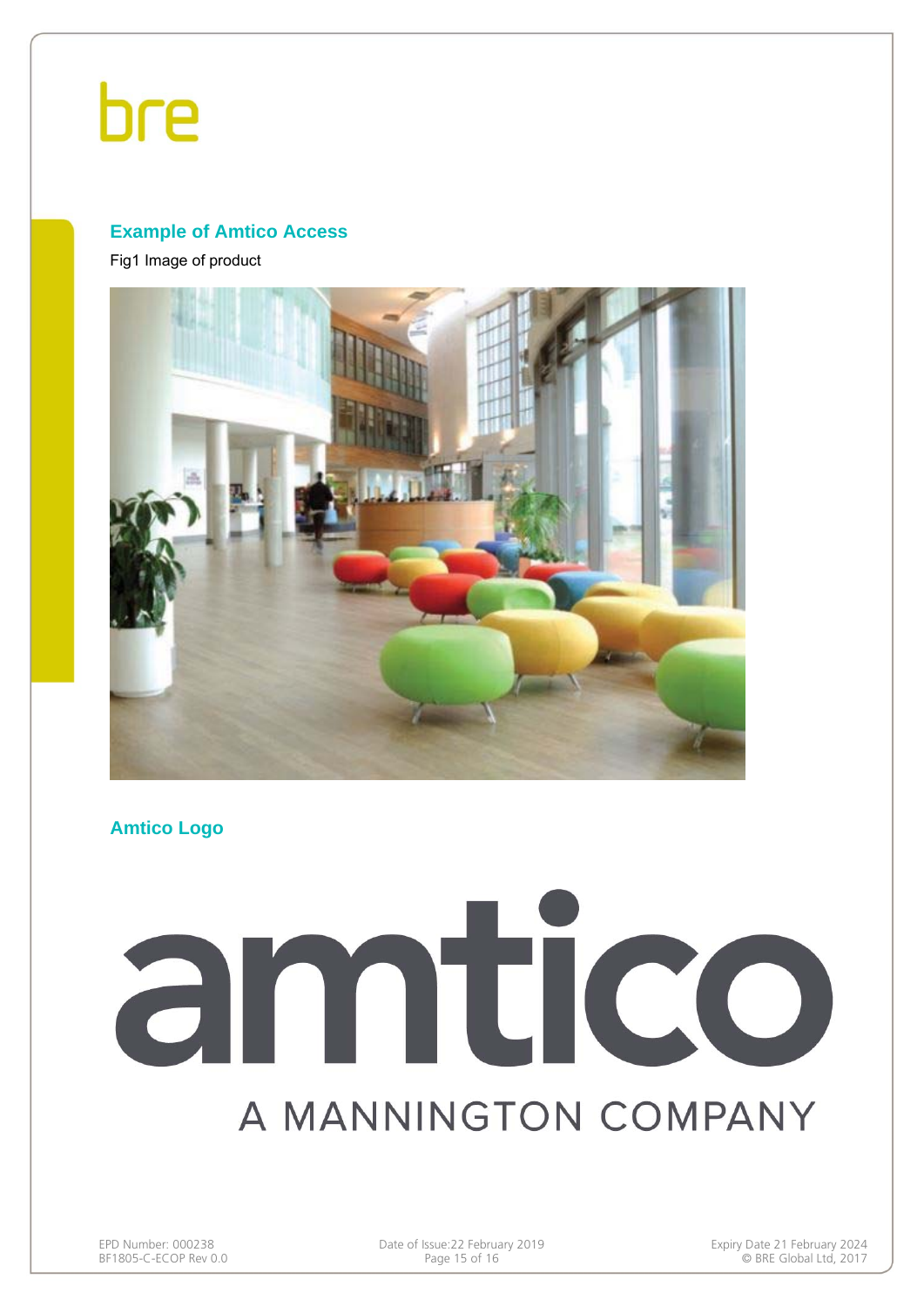## Example of Amtico Access

Fig1 Image of product

## Amtico Logo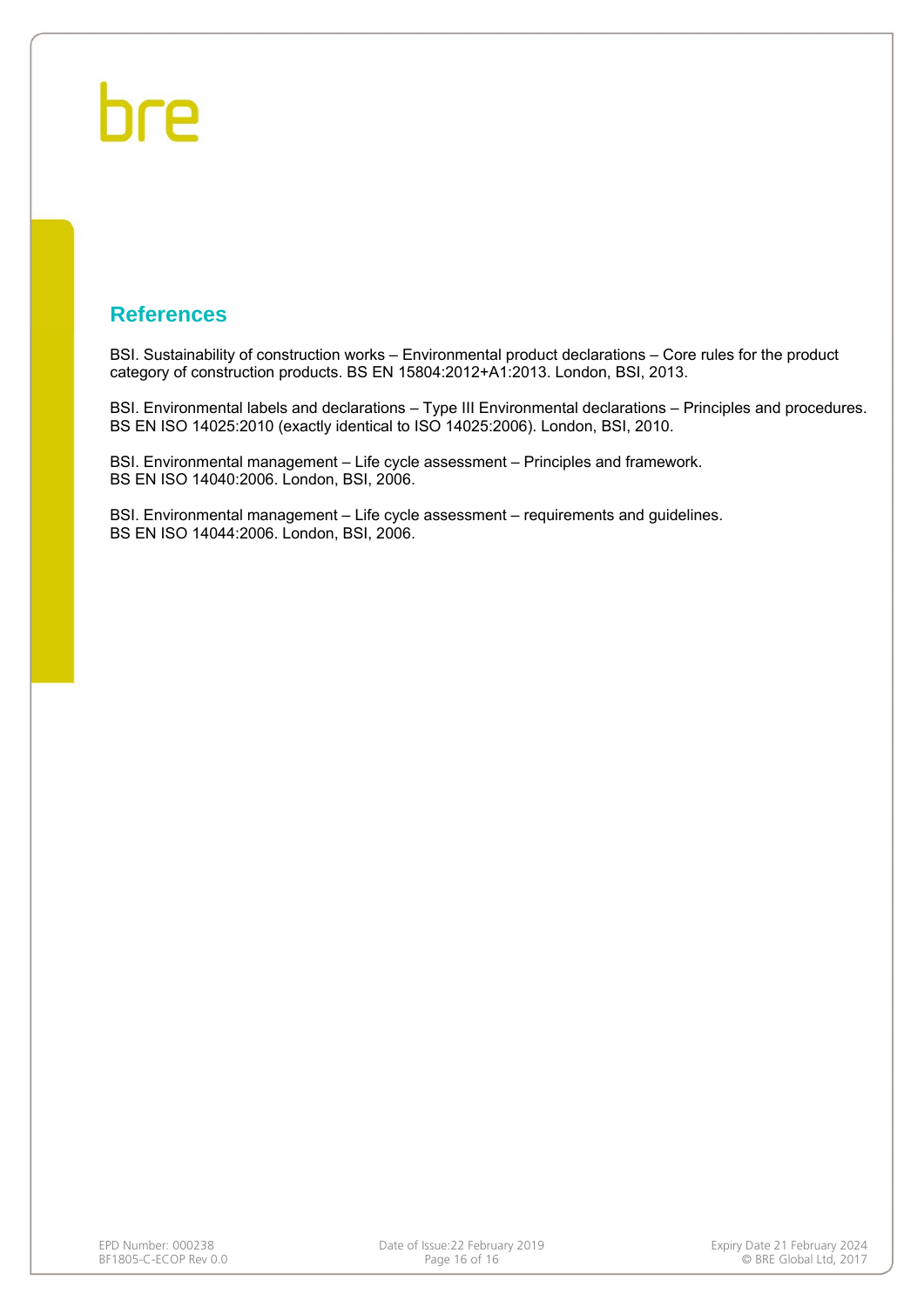## References

BSI. Sustainability of construction works – Environmental product declarations – Core rules for the product category of construction products. BS EN 15804:2012+A1:2013. London, BSI, 2013.

BSI. Environmental labels and declarations – Type III Environmental declarations – Principles and procedures. BS EN ISO 14025:2010 (exactly identical to ISO 14025:2006). London, BSI, 2010.

BSI. Environmental management – Life cycle assessment – Principles and framework. BS EN ISO 14040:2006. London, BSI, 2006.

BSI. Environmental management – Life cycle assessment – requirements and guidelines. BS EN ISO 14044:2006. London, BSI, 2006.